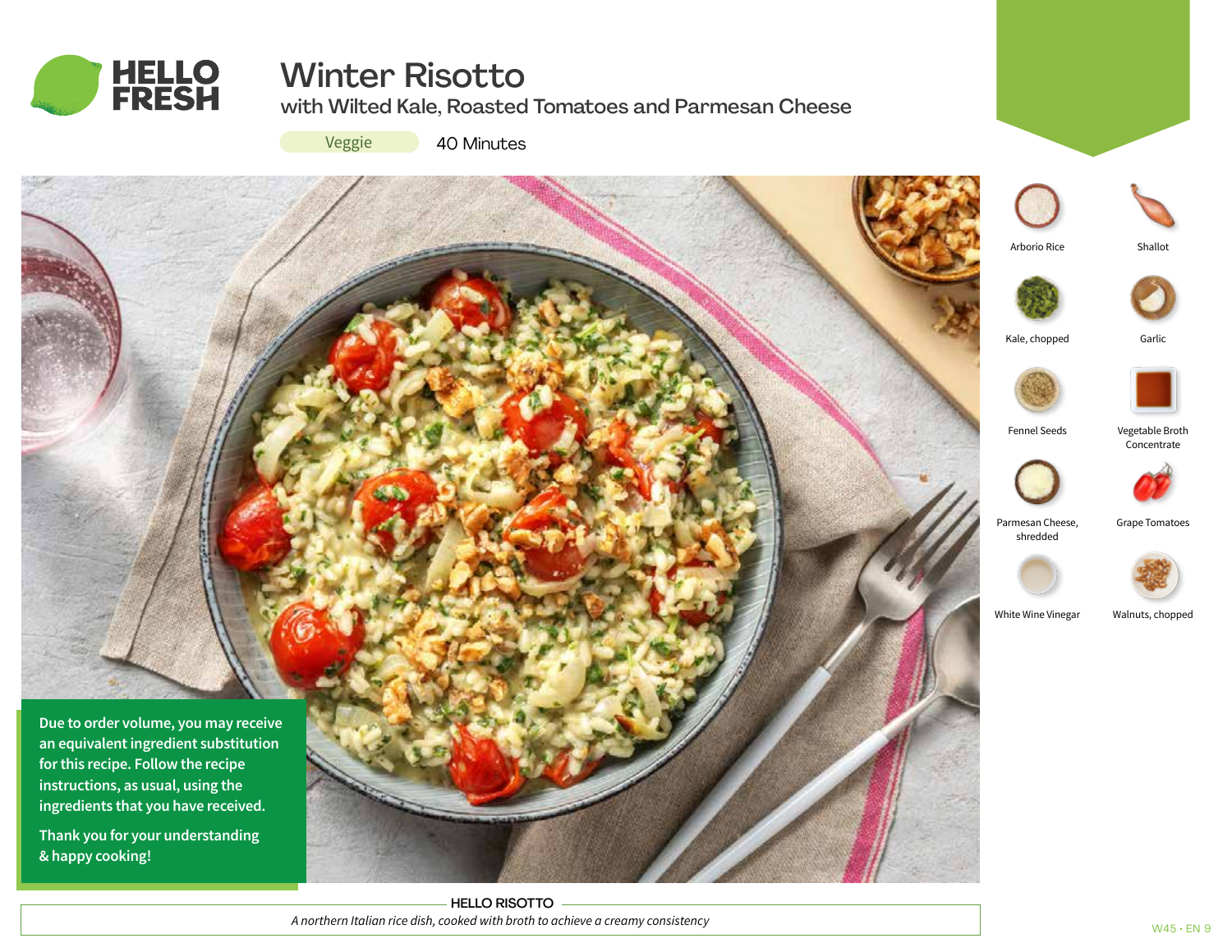# Winter Risotto

## with Wilted Kale, Roasted Tomatoes and Parmesan Cheese

Veggie 40 Minutes

- Arborio Rice
- Shallot
- Kale, chopped
- Garlic
- Fennel Seeds
- Vegetable Broth Concentrate
- Parmesan Cheese, shredded
- Grape Tomatoes
- White Wine Vinegar
- Walnuts, chopped

**Due to order volume, you may receive an equivalent ingredient substitution for this recipe. Follow the recipe instructions, as usual, using the ingredients that you have received.**

**Thank you for your understanding & happy cooking!**

**HELLO RISOTTO**

*A northern Italian rice dish, cooked with broth to achieve a creamy consistency*

W45 • EN 9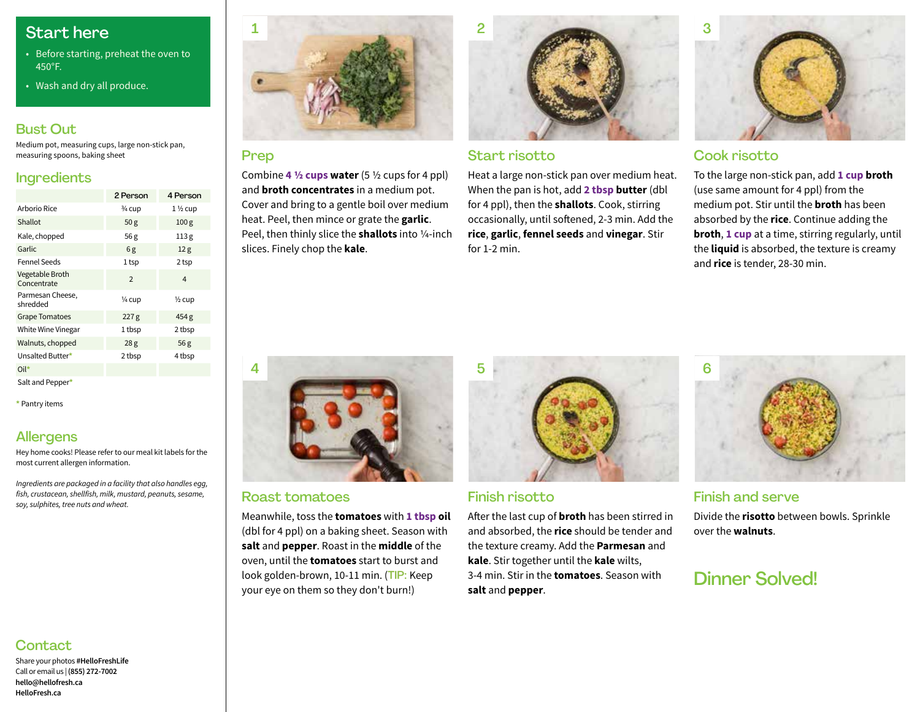## Start here

- Before starting, preheat the oven to 450°F.
- Wash and dry all produce.

## Bust Out

Medium pot, measuring cups, large non-stick pan, measuring spoons, baking sheet

## Ingredients

| | 2 Person | 4 Person |
|---|---|---|
| Arborio Rice | ¾ cup | 1 ½ cup |
| Shallot | 50 g | 100 g |
| Kale, chopped | 56 g | 113 g |
| Garlic | 6 g | 12 g |
| Fennel Seeds | 1 tsp | 2 tsp |
| Vegetable Broth Concentrate | 2 | 4 |
| Parmesan Cheese, shredded | ¼ cup | ½ cup |
| Grape Tomatoes | 227 g | 454 g |
| White Wine Vinegar | 1 tbsp | 2 tbsp |
| Walnuts, chopped | 28 g | 56 g |
| Unsalted Butter* | 2 tbsp | 4 tbsp |
| Oil* | | |
| Salt and Pepper* | | |

\* Pantry items

## Allergens

Hey home cooks! Please refer to our meal kit labels for the most current allergen information.

*Ingredients are packaged in a facility that also handles egg, fish, crustacean, shellfish, milk, mustard, peanuts, sesame, soy, sulphites, tree nuts and wheat.*

## Contact

Share your photos **#HelloFreshLife**
Call or email us | **(855) 272-7002**
**hello@hellofresh.ca**
**HelloFresh.ca**

## 1 Prep

Combine **4 ½ cups water** (5 ½ cups for 4 ppl) and **broth concentrates** in a medium pot. Cover and bring to a gentle boil over medium heat. Peel, then mince or grate the **garlic**. Peel, then thinly slice the **shallots** into ¼-inch slices. Finely chop the **kale**.

## 2 Start risotto

Heat a large non-stick pan over medium heat. When the pan is hot, add **2 tbsp butter** (dbl for 4 ppl), then the **shallots**. Cook, stirring occasionally, until softened, 2-3 min. Add the **rice**, **garlic**, **fennel seeds** and **vinegar**. Stir for 1-2 min.

## 3 Cook risotto

To the large non-stick pan, add **1 cup broth** (use same amount for 4 ppl) from the medium pot. Stir until the **broth** has been absorbed by the **rice**. Continue adding the **broth**, **1 cup** at a time, stirring regularly, until the **liquid** is absorbed, the texture is creamy and **rice** is tender, 28-30 min.

## 4 Roast tomatoes

Meanwhile, toss the **tomatoes** with **1 tbsp oil** (dbl for 4 ppl) on a baking sheet. Season with **salt** and **pepper**. Roast in the **middle** of the oven, until the **tomatoes** start to burst and look golden-brown, 10-11 min. (TIP: Keep your eye on them so they don't burn!)

## 5 Finish risotto

After the last cup of **broth** has been stirred in and absorbed, the **rice** should be tender and the texture creamy. Add the **Parmesan** and **kale**. Stir together until the **kale** wilts, 3-4 min. Stir in the **tomatoes**. Season with **salt** and **pepper**.

## 6 Finish and serve

Divide the **risotto** between bowls. Sprinkle over the **walnuts**.

## Dinner Solved!